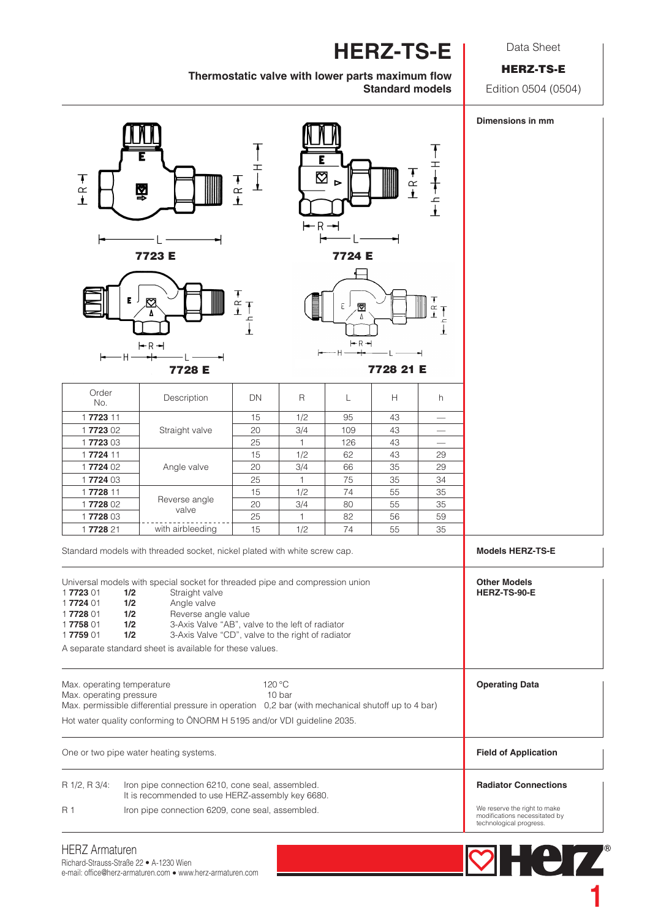# HERZ-TS-E

**Thermostatic valve with lower parts maximum flow**
**Standard models**

Data Sheet

**HERZ-TS-E**

Edition 0504 (0504)

**Dimensions in mm**

7723 E

7724 E

7728 E

7728 21 E

| Order No. | Description | DN | R | L | H | h |
|---|---|---|---|---|---|---|
| 1 **7723** 11 | Straight valve | 15 | 1/2 | 95 | 43 | — |
| 1 **7723** 02 | | 20 | 3/4 | 109 | 43 | — |
| 1 **7723** 03 | | 25 | 1 | 126 | 43 | — |
| 1 **7724** 11 | Angle valve | 15 | 1/2 | 62 | 43 | 29 |
| 1 **7724** 02 | | 20 | 3/4 | 66 | 35 | 29 |
| 1 **7724** 03 | | 25 | 1 | 75 | 35 | 34 |
| 1 **7728** 11 | Reverse angle valve | 15 | 1/2 | 74 | 55 | 35 |
| 1 **7728** 02 | | 20 | 3/4 | 80 | 55 | 35 |
| 1 **7728** 03 | | 25 | 1 | 82 | 56 | 59 |
| 1 **7728** 21 | with airbleeding | 15 | 1/2 | 74 | 55 | 35 |

Standard models with threaded socket, nickel plated with white screw cap.

**Models HERZ-TS-E**

Universal models with special socket for threaded pipe and compression union

| | | |
|---|---|---|
| 1 **7723** 01 | **1/2** | Straight valve |
| 1 **7724** 01 | **1/2** | Angle valve |
| 1 **7728** 01 | **1/2** | Reverse angle value |
| 1 **7758** 01 | **1/2** | 3-Axis Valve "AB", valve to the left of radiator |
| 1 **7759** 01 | **1/2** | 3-Axis Valve "CD", valve to the right of radiator |

A separate standard sheet is available for these values.

**Other Models HERZ-TS-90-E**

Max. operating temperature 120 °C
Max. operating pressure 10 bar
Max. permissible differential pressure in operation 0,2 bar (with mechanical shutoff up to 4 bar)

Hot water quality conforming to ÖNORM H 5195 and/or VDI guideline 2035.

**Operating Data**

One or two pipe water heating systems.

**Field of Application**

R 1/2, R 3/4: Iron pipe connection 6210, cone seal, assembled. It is recommended to use HERZ-assembly key 6680.

R 1 Iron pipe connection 6209, cone seal, assembled.

**Radiator Connections**

We reserve the right to make modifications necessitated by technological progress.

HERZ Armaturen
Richard-Strauss-Straße 22 • A-1230 Wien
e-mail: office@herz-armaturen.com • www.herz-armaturen.com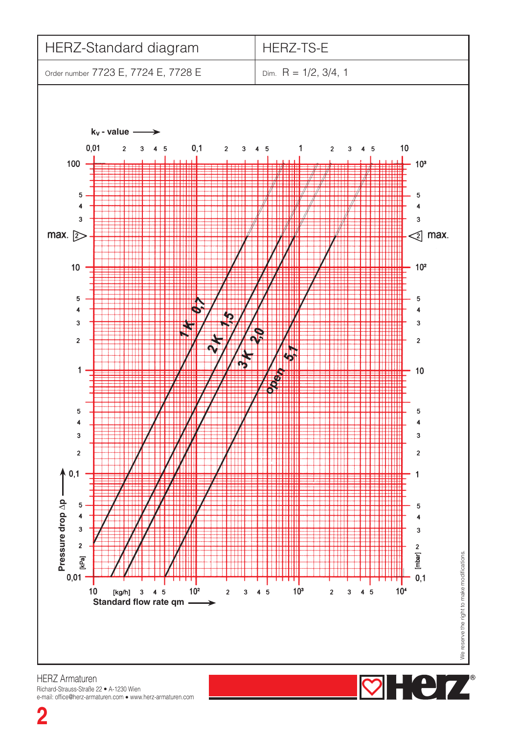| HERZ-Standard diagram | HERZ-TS-E |
|---|---|
| Order number 7723 E, 7724 E, 7728 E | Dim. R = 1/2, 3/4, 1 |

$k_v$ - value →

0,01 2 3 4 5 0,1 2 3 4 5 1 2 3 4 5 10

max. ▷2 ◁2 max.

1 K 0,7

2 K 1,5

3 K 2,0

open 5,1

Pressure drop Δp [kPa] — 100, 10, 1, 0,1, 0,01

[mbar] — $10^3$, $10^2$, 10, 1, 0,1

10 [kg/h] 3 4 5 $10^2$ 2 3 4 5 $10^3$ 2 3 4 5 $10^4$

Standard flow rate qm →

We reserve the right to make modifications.

HERZ Armaturen
Richard-Strauss-Straße 22 • A-1230 Wien
e-mail: office@herz-armaturen.com • www.herz-armaturen.com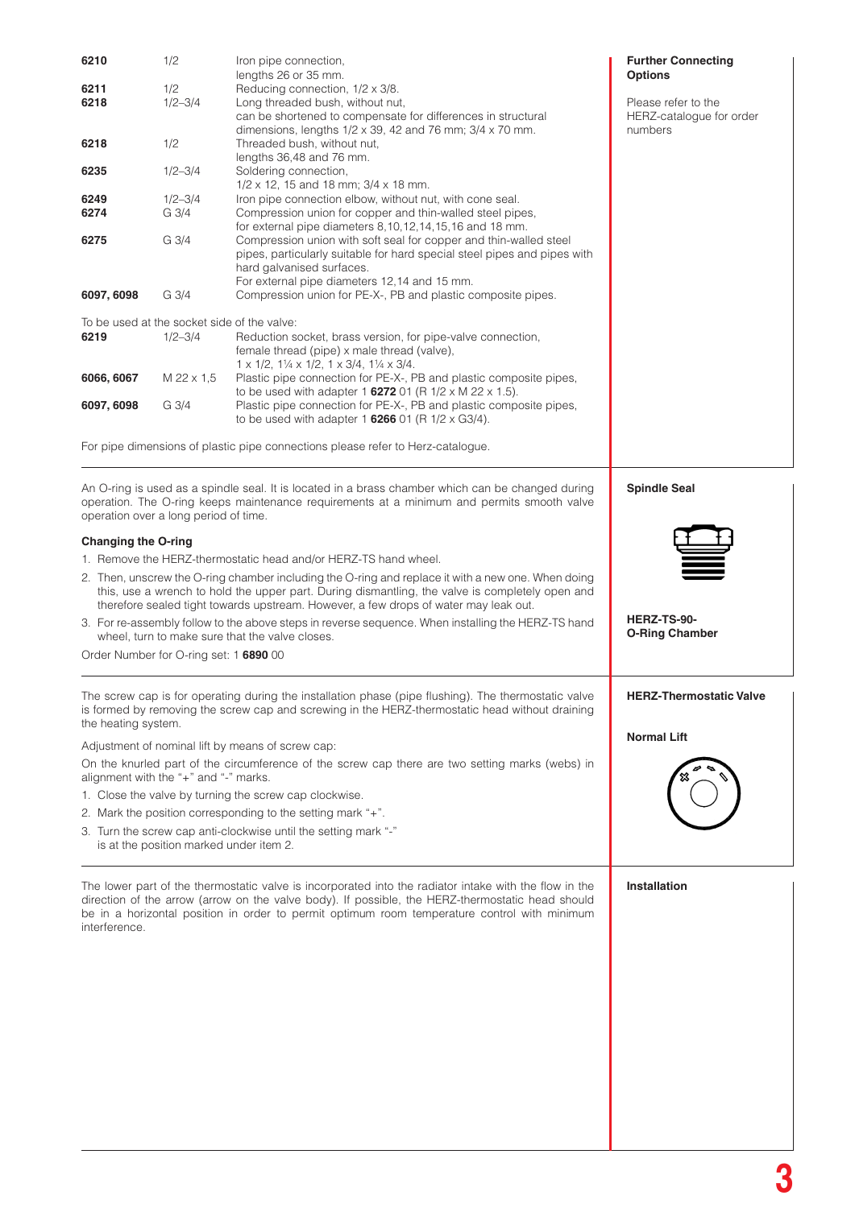## Further Connecting Options

Please refer to the HERZ-catalogue for order numbers

| | | |
|---|---|---|
| **6210** | 1/2 | Iron pipe connection, lengths 26 or 35 mm. |
| **6211** | 1/2 | Reducing connection, 1/2 x 3/8. |
| **6218** | 1/2–3/4 | Long threaded bush, without nut, can be shortened to compensate for differences in structural dimensions, lengths 1/2 x 39, 42 and 76 mm; 3/4 x 70 mm. |
| **6218** | 1/2 | Threaded bush, without nut, lengths 36,48 and 76 mm. |
| **6235** | 1/2–3/4 | Soldering connection, 1/2 x 12, 15 and 18 mm; 3/4 x 18 mm. |
| **6249** | 1/2–3/4 | Iron pipe connection elbow, without nut, with cone seal. |
| **6274** | G 3/4 | Compression union for copper and thin-walled steel pipes, for external pipe diameters 8,10,12,14,15,16 and 18 mm. |
| **6275** | G 3/4 | Compression union with soft seal for copper and thin-walled steel pipes, particularly suitable for hard special steel pipes and pipes with hard galvanised surfaces. For external pipe diameters 12,14 and 15 mm. |
| **6097, 6098** | G 3/4 | Compression union for PE-X-, PB and plastic composite pipes. |

To be used at the socket side of the valve:

| | | |
|---|---|---|
| **6219** | 1/2–3/4 | Reduction socket, brass version, for pipe-valve connection, female thread (pipe) x male thread (valve), 1 x 1/2, 1¼ x 1/2, 1 x 3/4, 1¼ x 3/4. |
| **6066, 6067** | M 22 x 1,5 | Plastic pipe connection for PE-X-, PB and plastic composite pipes, to be used with adapter 1 **6272** 01 (R 1/2 x M 22 x 1.5). |
| **6097, 6098** | G 3/4 | Plastic pipe connection for PE-X-, PB and plastic composite pipes, to be used with adapter 1 **6266** 01 (R 1/2 x G3/4). |

For pipe dimensions of plastic pipe connections please refer to Herz-catalogue.

## Spindle Seal

An O-ring is used as a spindle seal. It is located in a brass chamber which can be changed during operation. The O-ring keeps maintenance requirements at a minimum and permits smooth valve operation over a long period of time.

**HERZ-TS-90- O-Ring Chamber**

### Changing the O-ring

1. Remove the HERZ-thermostatic head and/or HERZ-TS hand wheel.
2. Then, unscrew the O-ring chamber including the O-ring and replace it with a new one. When doing this, use a wrench to hold the upper part. During dismantling, the valve is completely open and therefore sealed tight towards upstream. However, a few drops of water may leak out.
3. For re-assembly follow to the above steps in reverse sequence. When installing the HERZ-TS hand wheel, turn to make sure that the valve closes.

Order Number for O-ring set: 1 **6890** 00

## HERZ-Thermostatic Valve

### Normal Lift

The screw cap is for operating during the installation phase (pipe flushing). The thermostatic valve is formed by removing the screw cap and screwing in the HERZ-thermostatic head without draining the heating system.

Adjustment of nominal lift by means of screw cap:

On the knurled part of the circumference of the screw cap there are two setting marks (webs) in alignment with the "+" and "-" marks.

1. Close the valve by turning the screw cap clockwise.
2. Mark the position corresponding to the setting mark "+".
3. Turn the screw cap anti-clockwise until the setting mark "-" is at the position marked under item 2.

## Installation

The lower part of the thermostatic valve is incorporated into the radiator intake with the flow in the direction of the arrow (arrow on the valve body). If possible, the HERZ-thermostatic head should be in a horizontal position in order to permit optimum room temperature control with minimum interference.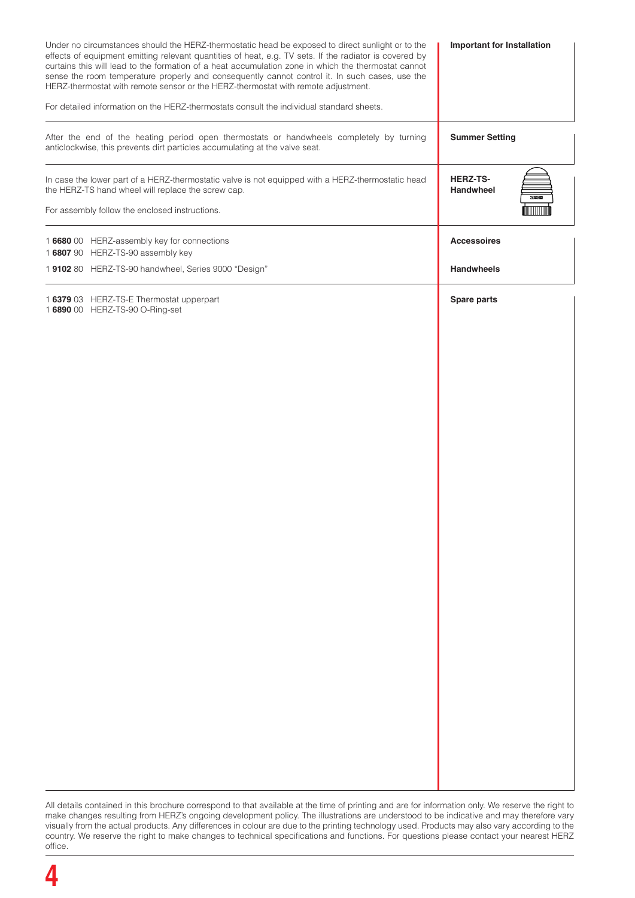## Important for Installation

Under no circumstances should the HERZ-thermostatic head be exposed to direct sunlight or to the effects of equipment emitting relevant quantities of heat, e.g. TV sets. If the radiator is covered by curtains this will lead to the formation of a heat accumulation zone in which the thermostat cannot sense the room temperature properly and consequently cannot control it. In such cases, use the HERZ-thermostat with remote sensor or the HERZ-thermostat with remote adjustment.

For detailed information on the HERZ-thermostats consult the individual standard sheets.

## Summer Setting

After the end of the heating period open thermostats or handwheels completely by turning anticlockwise, this prevents dirt particles accumulating at the valve seat.

## HERZ-TS-Handwheel

In case the lower part of a HERZ-thermostatic valve is not equipped with a HERZ-thermostatic head the HERZ-TS hand wheel will replace the screw cap.

For assembly follow the enclosed instructions.

## Accessoires

1 **6680** 00 HERZ-assembly key for connections
1 **6807** 90 HERZ-TS-90 assembly key

## Handwheels

1 **9102** 80 HERZ-TS-90 handwheel, Series 9000 "Design"

## Spare parts

1 **6379** 03 HERZ-TS-E Thermostat upperpart
1 **6890** 00 HERZ-TS-90 O-Ring-set

All details contained in this brochure correspond to that available at the time of printing and are for information only. We reserve the right to make changes resulting from HERZ's ongoing development policy. The illustrations are understood to be indicative and may therefore vary visually from the actual products. Any differences in colour are due to the printing technology used. Products may also vary according to the country. We reserve the right to make changes to technical specifications and functions. For questions please contact your nearest HERZ office.